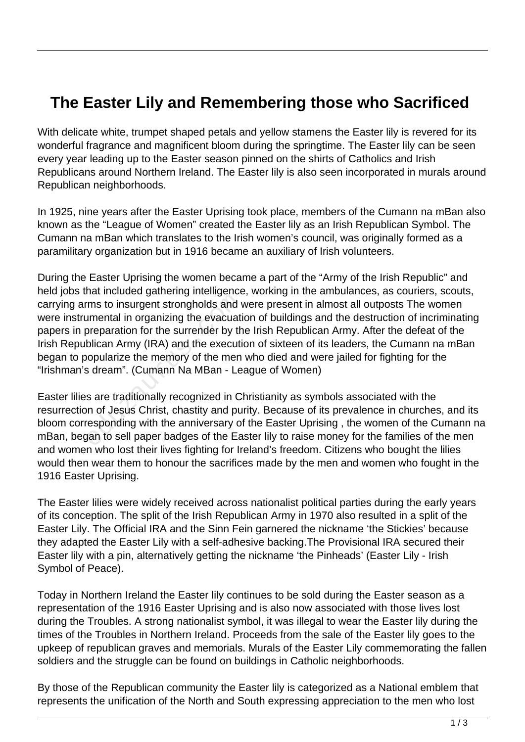# The Easter Lily and Remembering those who Sacrificed

With delicate white, trumpet shaped petals and yellow stamens the Easter lily is revered for its wonderful fragrance and magnificent bloom during the springtime. The Easter lily can be seen every year leading up to the Easter season pinned on the shirts of Catholics and Irish Republicans around Northern Ireland. The Easter lily is also seen incorporated in murals around Republican neighborhoods.

In 1925, nine years after the Easter Uprising took place, members of the Cumann na mBan also known as the "League of Women" created the Easter lily as an Irish Republican Symbol. The Cumann na mBan which translates to the Irish women's council, was originally formed as a paramilitary organization but in 1916 became an auxiliary of Irish volunteers.

During the Easter Uprising the women became a part of the "Army of the Irish Republic" and held jobs that included gathering intelligence, working in the ambulances, as couriers, scouts, carrying arms to insurgent strongholds and were present in almost all outposts The women were instrumental in organizing the evacuation of buildings and the destruction of incriminating papers in preparation for the surrender by the Irish Republican Army. After the defeat of the Irish Republican Army (IRA) and the execution of sixteen of its leaders, the Cumann na mBan began to popularize the memory of the men who died and were jailed for fighting for the "Irishman's dream". (Cumann Na MBan - League of Women)

Easter lilies are traditionally recognized in Christianity as symbols associated with the resurrection of Jesus Christ, chastity and purity. Because of its prevalence in churches, and its bloom corresponding with the anniversary of the Easter Uprising , the women of the Cumann na mBan, began to sell paper badges of the Easter lily to raise money for the families of the men and women who lost their lives fighting for Ireland's freedom. Citizens who bought the lilies would then wear them to honour the sacrifices made by the men and women who fought in the 1916 Easter Uprising.

The Easter lilies were widely received across nationalist political parties during the early years of its conception. The split of the Irish Republican Army in 1970 also resulted in a split of the Easter Lily. The Official IRA and the Sinn Fein garnered the nickname 'the Stickies' because they adapted the Easter Lily with a self-adhesive backing.The Provisional IRA secured their Easter lily with a pin, alternatively getting the nickname 'the Pinheads' (Easter Lily - Irish Symbol of Peace).

Today in Northern Ireland the Easter lily continues to be sold during the Easter season as a representation of the 1916 Easter Uprising and is also now associated with those lives lost during the Troubles. A strong nationalist symbol, it was illegal to wear the Easter lily during the times of the Troubles in Northern Ireland. Proceeds from the sale of the Easter lily goes to the upkeep of republican graves and memorials. Murals of the Easter Lily commemorating the fallen soldiers and the struggle can be found on buildings in Catholic neighborhoods.

By those of the Republican community the Easter lily is categorized as a National emblem that represents the unification of the North and South expressing appreciation to the men who lost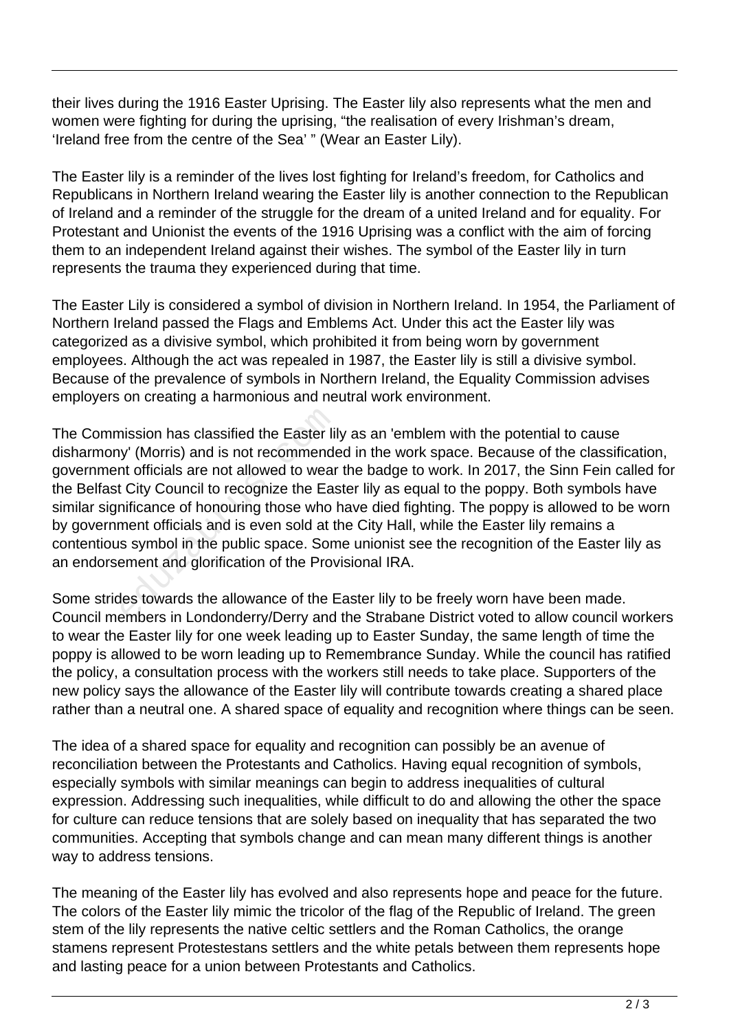their lives during the 1916 Easter Uprising. The Easter lily also represents what the men and women were fighting for during the uprising, “the realisation of every Irishman’s dream, ‘Ireland free from the centre of the Sea’ ” (Wear an Easter Lily).

The Easter lily is a reminder of the lives lost fighting for Ireland’s freedom, for Catholics and Republicans in Northern Ireland wearing the Easter lily is another connection to the Republican of Ireland and a reminder of the struggle for the dream of a united Ireland and for equality. For Protestant and Unionist the events of the 1916 Uprising was a conflict with the aim of forcing them to an independent Ireland against their wishes. The symbol of the Easter lily in turn represents the trauma they experienced during that time.

The Easter Lily is considered a symbol of division in Northern Ireland. In 1954, the Parliament of Northern Ireland passed the Flags and Emblems Act. Under this act the Easter lily was categorized as a divisive symbol, which prohibited it from being worn by government employees. Although the act was repealed in 1987, the Easter lily is still a divisive symbol. Because of the prevalence of symbols in Northern Ireland, the Equality Commission advises employers on creating a harmonious and neutral work environment.

The Commission has classified the Easter lily as an 'emblem with the potential to cause disharmony' (Morris) and is not recommended in the work space. Because of the classification, government officials are not allowed to wear the badge to work. In 2017, the Sinn Fein called for the Belfast City Council to recognize the Easter lily as equal to the poppy. Both symbols have similar significance of honouring those who have died fighting. The poppy is allowed to be worn by government officials and is even sold at the City Hall, while the Easter lily remains a contentious symbol in the public space. Some unionist see the recognition of the Easter lily as an endorsement and glorification of the Provisional IRA.

Some strides towards the allowance of the Easter lily to be freely worn have been made. Council members in Londonderry/Derry and the Strabane District voted to allow council workers to wear the Easter lily for one week leading up to Easter Sunday, the same length of time the poppy is allowed to be worn leading up to Remembrance Sunday. While the council has ratified the policy, a consultation process with the workers still needs to take place. Supporters of the new policy says the allowance of the Easter lily will contribute towards creating a shared place rather than a neutral one. A shared space of equality and recognition where things can be seen.

The idea of a shared space for equality and recognition can possibly be an avenue of reconciliation between the Protestants and Catholics. Having equal recognition of symbols, especially symbols with similar meanings can begin to address inequalities of cultural expression. Addressing such inequalities, while difficult to do and allowing the other the space for culture can reduce tensions that are solely based on inequality that has separated the two communities. Accepting that symbols change and can mean many different things is another way to address tensions.

The meaning of the Easter lily has evolved and also represents hope and peace for the future. The colors of the Easter lily mimic the tricolor of the flag of the Republic of Ireland. The green stem of the lily represents the native celtic settlers and the Roman Catholics, the orange stamens represent Protestestans settlers and the white petals between them represents hope and lasting peace for a union between Protestants and Catholics.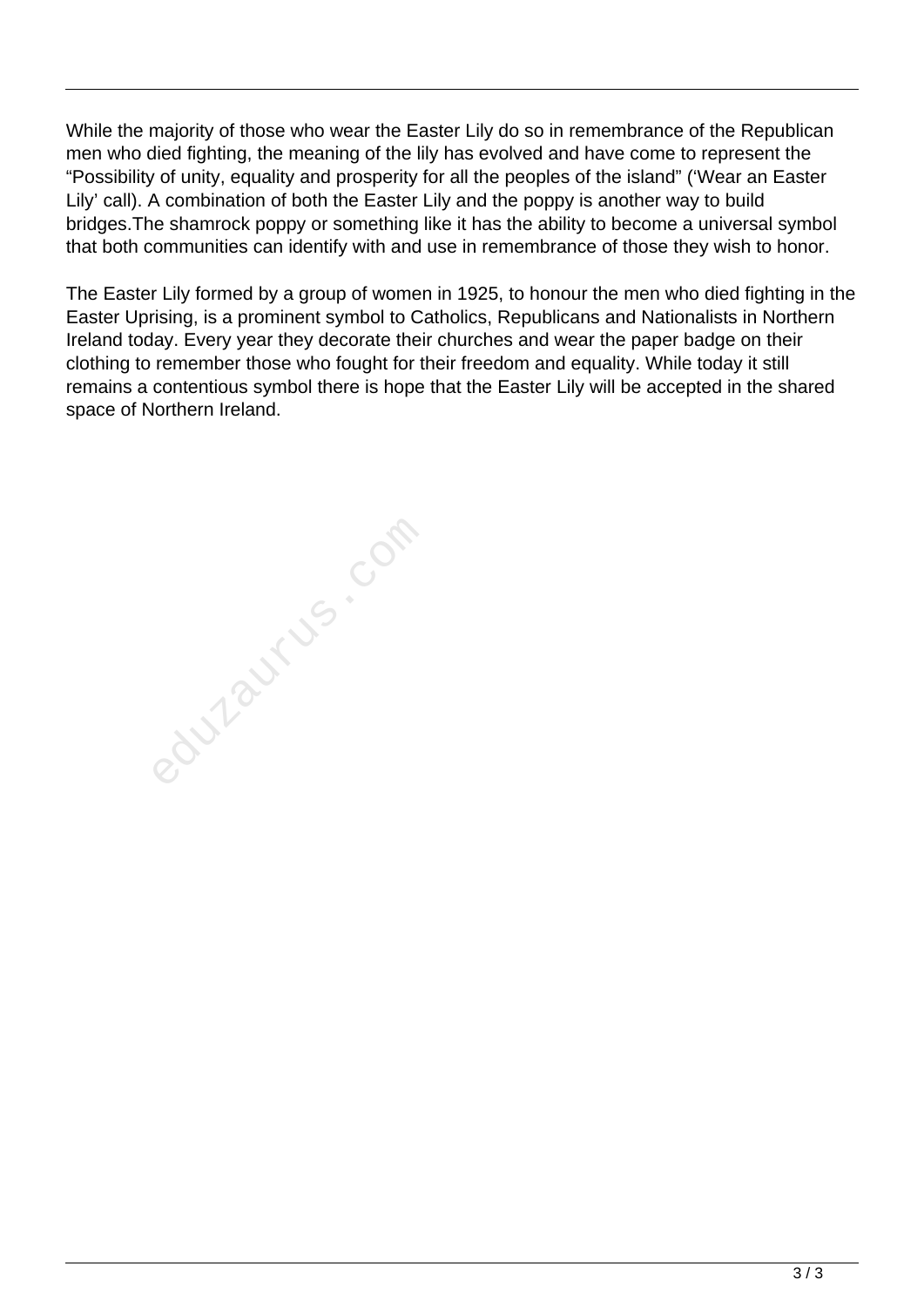While the majority of those who wear the Easter Lily do so in remembrance of the Republican men who died fighting, the meaning of the lily has evolved and have come to represent the “Possibility of unity, equality and prosperity for all the peoples of the island” (‘Wear an Easter Lily’ call). A combination of both the Easter Lily and the poppy is another way to build bridges.The shamrock poppy or something like it has the ability to become a universal symbol that both communities can identify with and use in remembrance of those they wish to honor.

The Easter Lily formed by a group of women in 1925, to honour the men who died fighting in the Easter Uprising, is a prominent symbol to Catholics, Republicans and Nationalists in Northern Ireland today. Every year they decorate their churches and wear the paper badge on their clothing to remember those who fought for their freedom and equality. While today it still remains a contentious symbol there is hope that the Easter Lily will be accepted in the shared space of Northern Ireland.